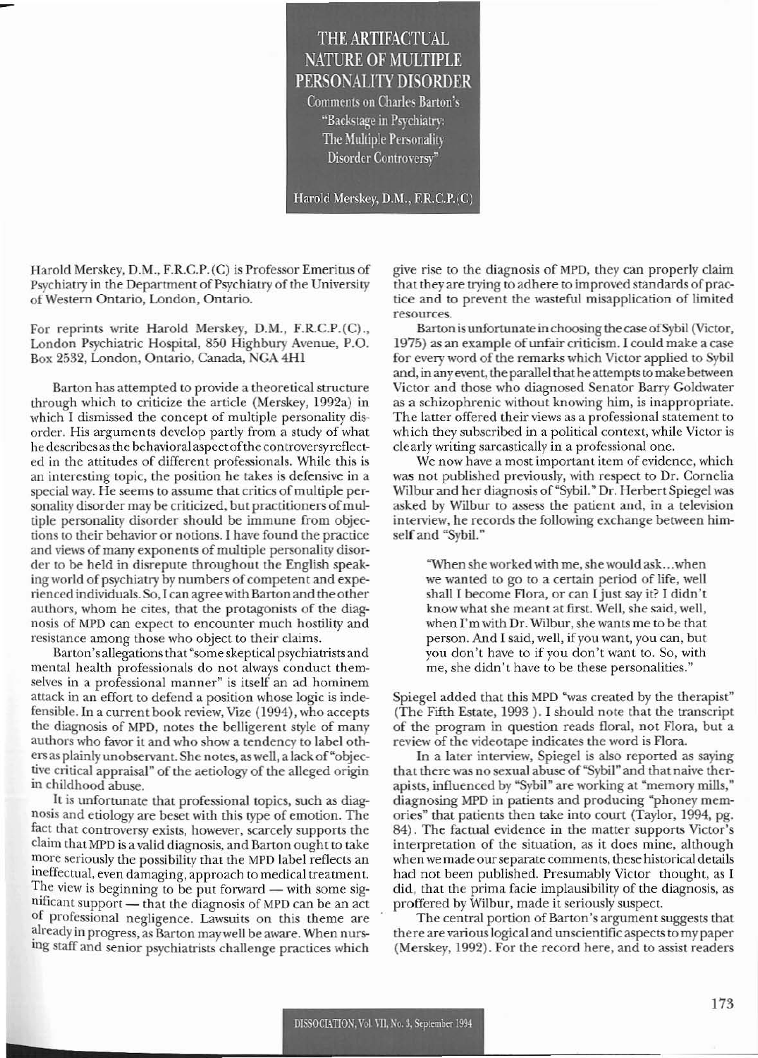# THE ARTIFACTUAL NATURE OF MULTIPLE PERSONALITY DISORDER

## Comments on Charles Barton's "Backstage in Psychiatry: The Multiple Personality Disorder Controversy"

Harold Merskey, D.M., F.R.C.P.(C)

Harold Merskey, D.M., F.R.C.P.(C) is Professor Emeritus of Psychiatry in the Department of Psychiatry of the University of Western Ontario, London, Ontario.

For reprints write Harold Merskey, D.M., F.R.C.P.(C)., London Psychiatric Hospital, 850 Highbury Avenue, P.O. Box 2532, London, Ontario, Canada, NGA 4H1

Barton has attempted to provide a theoretical structure through which to criticize the article (Merskey, 1992a) in which I dismissed the concept of multiple personality disorder. His arguments develop partly from a study of what he describes as the behavioral aspect of the controversy reflected in the attitudes of different professionals. While this is an interesting topic, the position he takes is defensive in a special way. He seems to assume that critics of multiple personality disorder may be criticized, but practitioners of multiple personality disorder should be immune from objections to their behavior or notions. I have found the practice and views of many exponents of multiple personality disorder to be held in disrepute throughout the English speaking world of psychiatry by numbers of competent and experienced individuals. So, I can agree with Barton and the other authors, whom he cites, that the protagonists of the diagnosis of MPD can expect to encounter much hostility and resistance among those who object to their claims.

Barton's allegations that "some skeptical psychiatrists and mental health professionals do not always conduct themselves in a professional manner" is itself an ad hominem attack in an effort to defend a position whose logic is indefensible. In a current book review, Vize (1994), who accepts the diagnosis of MPD, notes the belligerent style of many authors who favor it and who show a tendency to label others as plainly unobservant. She notes, as well, a lack of "objective critical appraisal" of the aetiology of the alleged origin in childhood abuse.

It is unfortunate that professional topics, such as diagnosis and etiology are beset with this type of emotion. The fact that controversy exists, however, scarcely supports the claim that MPD is a valid diagnosis, and Barton ought to take more seriously the possibility that the MPD label reflects an ineffectual, even damaging, approach to medical treatment. The view is beginning to be put forward — with some significant support — that the diagnosis of MPD can be an act of professional negligence. Lawsuits on this theme are already in progress, as Barton may well be aware. When nursing staff and senior psychiatrists challenge practices which give rise to the diagnosis of MPD, they can properly claim that they are trying to adhere to improved standards of practice and to prevent the wasteful misapplication of limited resources.

Barton is unfortunate in choosing the case of Sybil (Victor, 1975) as an example of unfair criticism. I could make a case for every word of the remarks which Victor applied to Sybil and, in any event, the parallel that he attempts to make between Victor and those who diagnosed Senator Barry Goldwater as a schizophrenic without knowing him, is inappropriate. The latter offered their views as a professional statement to which they subscribed in a political context, while Victor is clearly writing sarcastically in a professional one.

We now have a most important item of evidence, which was not published previously, with respect to Dr. Cornelia Wilbur and her diagnosis of "Sybil." Dr. Herbert Spiegel was asked by Wilbur to assess the patient and, in a television interview, he records the following exchange between himself and "Sybil."

> "When she worked with me, she would ask...when we wanted to go to a certain period of life, well shall I become Flora, or can I just say it? I didn't know what she meant at first. Well, she said, well, when I'm with Dr. Wilbur, she wants me to be that person. And I said, well, if you want, you can, but you don't have to if you don't want to. So, with me, she didn't have to be these personalities."

Spiegel added that this MPD "was created by the therapist" (The Fifth Estate, 1993 ). I should note that the transcript of the program in question reads floral, not Flora, but a review of the videotape indicates the word is Flora.

In a later interview, Spiegel is also reported as saying that there was no sexual abuse of "Sybil" and that naive therapists, influenced by "Sybil" are working at "memory mills," diagnosing MPD in patients and producing "phoney memories" that patients then take into court (Taylor, 1994, pg. 84). The factual evidence in the matter supports Victor's interpretation of the situation, as it does mine, although when we made our separate comments, these historical details had not been published. Presumably Victor thought, as I did, that the prima facie implausibility of the diagnosis, as proffered by Wilbur, made it seriously suspect.

The central portion of Barton's argument suggests that there are various logical and unscientific aspects to my paper (Merskey, 1992). For the record here, and to assist readers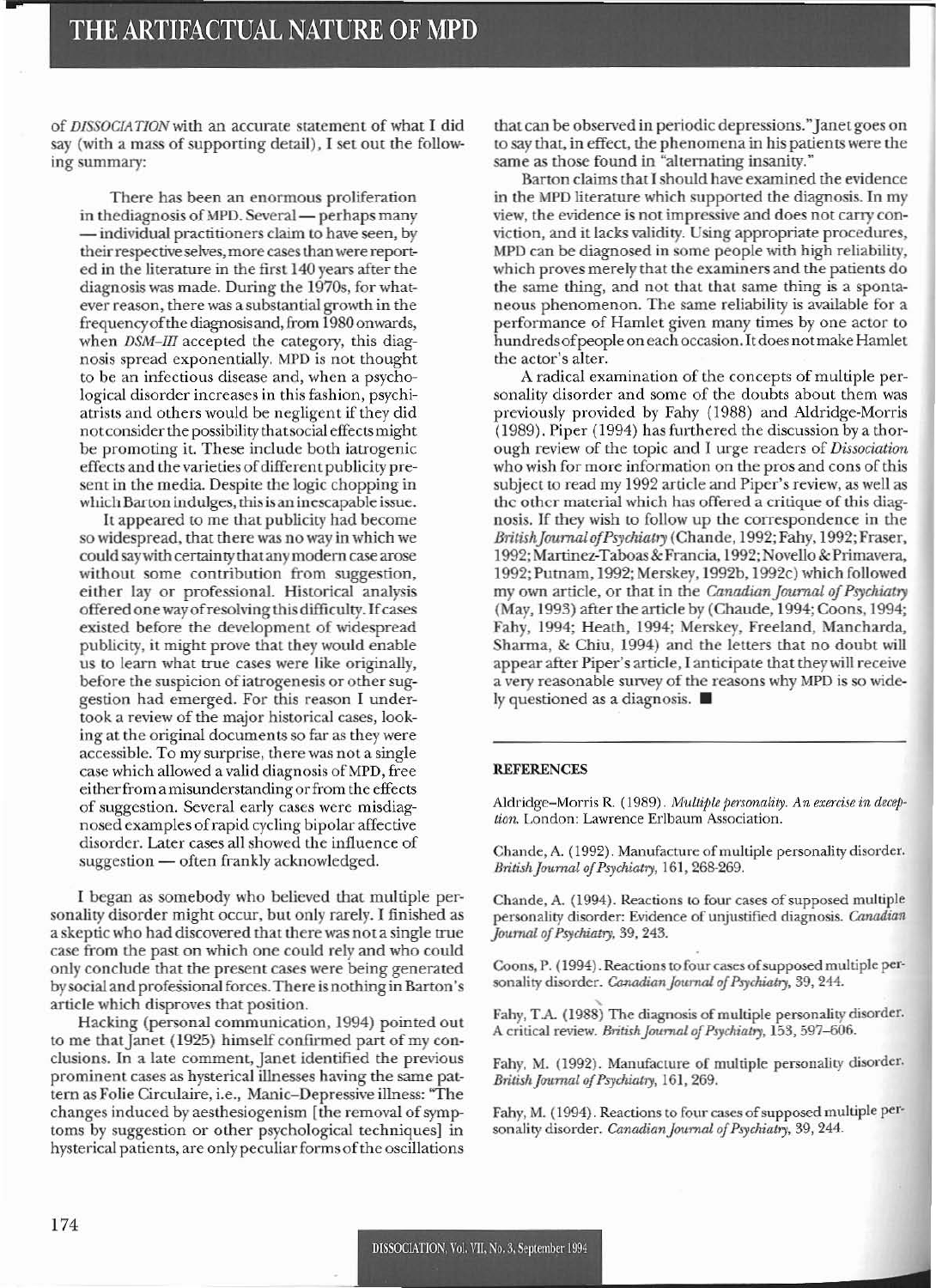of *DISSOCIATION* with an accurate statement of what I did say (with a mass of supporting detail), I set out the following summary:

> There has been an enormous proliferation in thediagnosis of MPD. Several — perhaps many — individual practitioners claim to have seen, by their respective selves, more cases than were reported in the literature in the first 140 years after the diagnosis was made. During the 1970s, for whatever reason, there was a substantial growth in the frequency of the diagnosis and, from 1980 onwards, when *DSM–III* accepted the category, this diagnosis spread exponentially. MPD is not thought to be an infectious disease and, when a psychological disorder increases in this fashion, psychiatrists and others would be negligent if they did not consider the possibility that social effects might be promoting it. These include both iatrogenic effects and the varieties of different publicity present in the media. Despite the logic chopping in which Barton indulges, this is an inescapable issue.
>
> It appeared to me that publicity had become so widespread, that there was no way in which we could say with certainty that any modern case arose without some contribution from suggestion, either lay or professional. Historical analysis offered one way of resolving this difficulty. If cases existed before the development of widespread publicity, it might prove that they would enable us to learn what true cases were like originally, before the suspicion of iatrogenesis or other suggestion had emerged. For this reason I undertook a review of the major historical cases, looking at the original documents so far as they were accessible. To my surprise, there was not a single case which allowed a valid diagnosis of MPD, free either from a misunderstanding or from the effects of suggestion. Several early cases were misdiagnosed examples of rapid cycling bipolar affective disorder. Later cases all showed the influence of suggestion — often frankly acknowledged.

I began as somebody who believed that multiple personality disorder might occur, but only rarely. I finished as a skeptic who had discovered that there was not a single true case from the past on which one could rely and who could only conclude that the present cases were being generated by social and professional forces. There is nothing in Barton's article which disproves that position.

Hacking (personal communication, 1994) pointed out to me that Janet (1925) himself confirmed part of my conclusions. In a late comment, Janet identified the previous prominent cases as hysterical illnesses having the same pattern as Folie Circulaire, i.e., Manic–Depressive illness: "The changes induced by aesthesiogenism [the removal of symptoms by suggestion or other psychological techniques] in hysterical patients, are only peculiar forms of the oscillations that can be observed in periodic depressions." Janet goes on to say that, in effect, the phenomena in his patients were the same as those found in "alternating insanity."

Barton claims that I should have examined the evidence in the MPD literature which supported the diagnosis. In my view, the evidence is not impressive and does not carry conviction, and it lacks validity. Using appropriate procedures, MPD can be diagnosed in some people with high reliability, which proves merely that the examiners and the patients do the same thing, and not that that same thing is a spontaneous phenomenon. The same reliability is available for a performance of Hamlet given many times by one actor to hundreds of people on each occasion. It does not make Hamlet the actor's alter.

A radical examination of the concepts of multiple personality disorder and some of the doubts about them was previously provided by Fahy (1988) and Aldridge-Morris (1989). Piper (1994) has furthered the discussion by a thorough review of the topic and I urge readers of *Dissociation* who wish for more information on the pros and cons of this subject to read my 1992 article and Piper's review, as well as the other material which has offered a critique of this diagnosis. If they wish to follow up the correspondence in the *British Journal of Psychiatry* (Chande, 1992; Fahy, 1992; Fraser, 1992; Martinez-Taboas & Francia, 1992; Novello & Primavera, 1992; Putnam, 1992; Merskey, 1992b, 1992c) which followed my own article, or that in the *Canadian Journal of Psychiatry* (May, 1993) after the article by (Chaude, 1994; Coons, 1994; Fahy, 1994; Heath, 1994; Merskey, Freeland, Mancharda, Sharma, & Chiu, 1994) and the letters that no doubt will appear after Piper's article, I anticipate that they will receive a very reasonable survey of the reasons why MPD is so widely questioned as a diagnosis. ■

## REFERENCES

Aldridge–Morris R. (1989). *Multiple personality. An exercise in deception.* London: Lawrence Erlbaum Association.

Chande, A. (1992). Manufacture of multiple personality disorder. *British Journal of Psychiatry*, 161, 268-269.

Chande, A. (1994). Reactions to four cases of supposed multiple personality disorder: Evidence of unjustified diagnosis. *Canadian Journal of Psychiatry*, 39, 243.

Coons, P. (1994). Reactions to four cases of supposed multiple personality disorder. *Canadian Journal of Psychiatry*, 39, 244.

Fahy, T.A. (1988) The diagnosis of multiple personality disorder. A critical review. *British Journal of Psychiatry*, 153, 597–606.

Fahy, M. (1992). Manufacture of multiple personality disorder. *British Journal of Psychiatry*, 161, 269.

Fahy, M. (1994). Reactions to four cases of supposed multiple personality disorder. *Canadian Journal of Psychiatry*, 39, 244.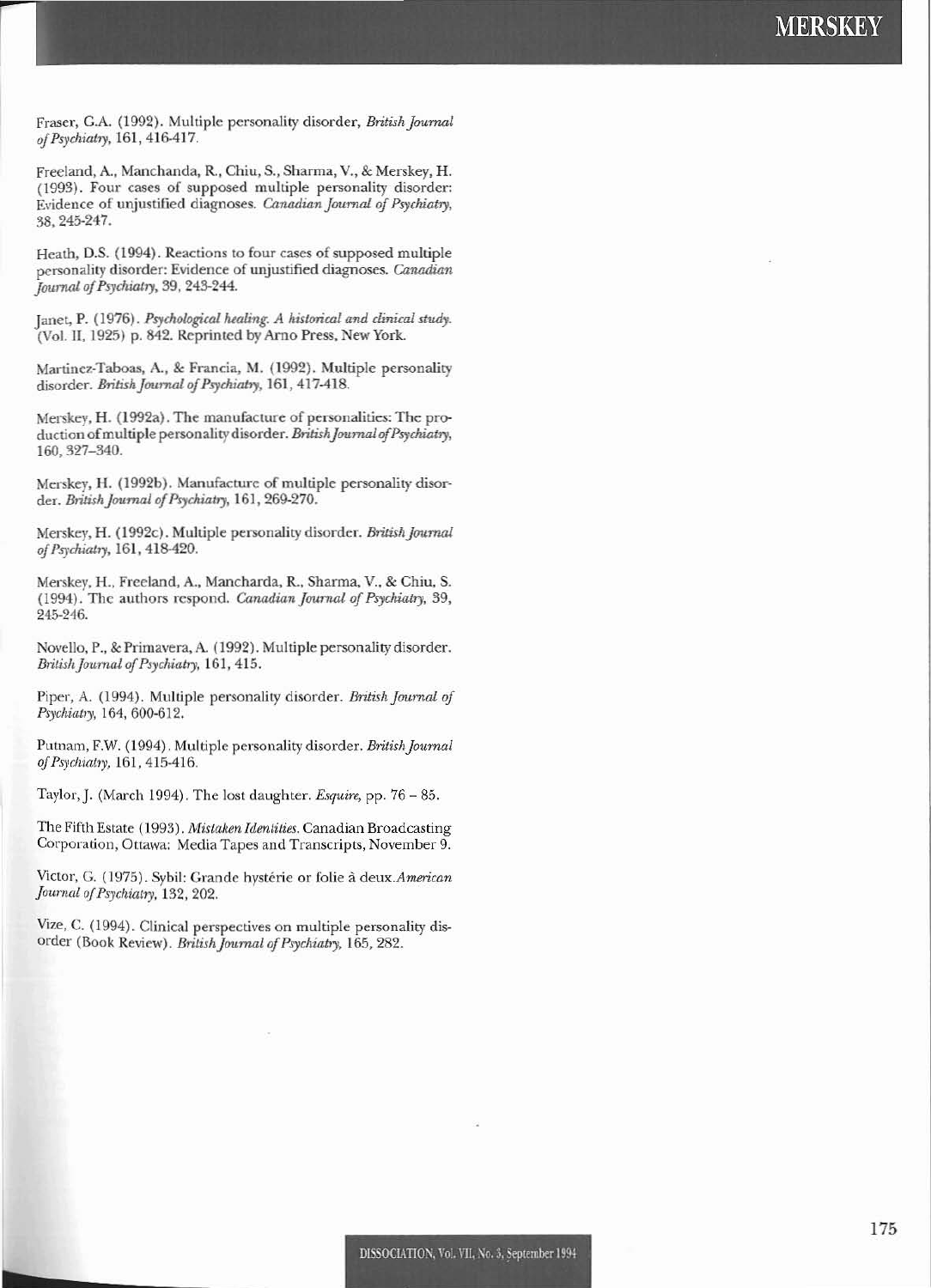Fraser, G.A. (1992). Multiple personality disorder, *British Journal of Psychiatry*, 161, 416-417.

Freeland, A., Manchanda, R., Chiu, S., Sharma, V., & Merskey, H. (1993). Four cases of supposed multiple personality disorder: Evidence of unjustified diagnoses. *Canadian Journal of Psychiatry*, 38, 245-247.

Heath, D.S. (1994). Reactions to four cases of supposed multiple personality disorder: Evidence of unjustified diagnoses. *Canadian Journal of Psychiatry*, 39, 243-244.

Janet, P. (1976). *Psychological healing. A historical and clinical study.* (Vol. II, 1925) p. 842. Reprinted by Arno Press, New York.

Martinez-Taboas, A., & Francia, M. (1992). Multiple personality disorder. *British Journal of Psychiatry*, 161, 417-418.

Merskey, H. (1992a). The manufacture of personalities: The production of multiple personality disorder. *British Journal of Psychiatry*, 160, 327–340.

Merskey, H. (1992b). Manufacture of multiple personality disorder. *British Journal of Psychiatry*, 161, 269-270.

Merskey, H. (1992c). Multiple personality disorder. *British Journal of Psychiatry*, 161, 418-420.

Merskey, H., Freeland, A., Mancharda, R., Sharma, V., & Chiu, S. (1994). The authors respond. *Canadian Journal of Psychiatry*, 39, 245-246.

Novello, P., & Primavera, A. (1992). Multiple personality disorder. *British Journal of Psychiatry*, 161, 415.

Piper, A. (1994). Multiple personality disorder. *British Journal of Psychiatry*, 164, 600-612.

Putnam, F.W. (1994). Multiple personality disorder. *British Journal of Psychiatry*, 161, 415-416.

Taylor, J. (March 1994). The lost daughter. *Esquire*, pp. 76 – 85.

The Fifth Estate (1993). *Mistaken Identities*. Canadian Broadcasting Corporation, Ottawa: Media Tapes and Transcripts, November 9.

Victor, G. (1975). Sybil: Grande hystérie or folie à deux. *American Journal of Psychiatry*, 132, 202.

Vize, C. (1994). Clinical perspectives on multiple personality disorder (Book Review). *British Journal of Psychiatry*, 165, 282.